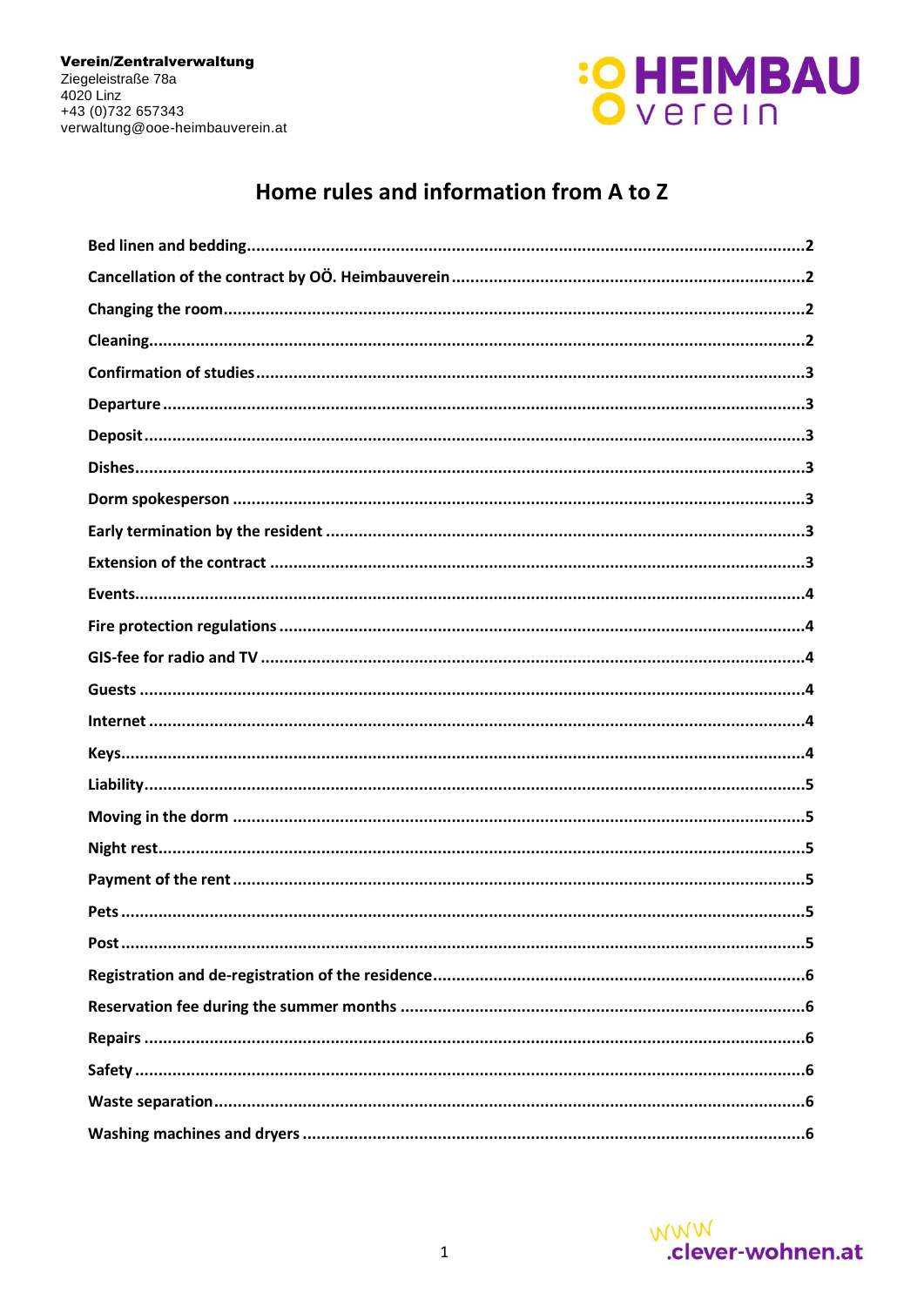**Verein/Zentralverwaltung**
Ziegeleistraße 78a
4020 Linz
+43 (0)732 657343
verwaltung@ooe-heimbauverein.at

HEIMBAU verein

# Home rules and information from A to Z

| | |
|---|---|
| **Bed linen and bedding** | **2** |
| **Cancellation of the contract by OÖ. Heimbauverein** | **2** |
| **Changing the room** | **2** |
| **Cleaning** | **2** |
| **Confirmation of studies** | **3** |
| **Departure** | **3** |
| **Deposit** | **3** |
| **Dishes** | **3** |
| **Dorm spokesperson** | **3** |
| **Early termination by the resident** | **3** |
| **Extension of the contract** | **3** |
| **Events** | **4** |
| **Fire protection regulations** | **4** |
| **GIS-fee for radio and TV** | **4** |
| **Guests** | **4** |
| **Internet** | **4** |
| **Keys** | **4** |
| **Liability** | **5** |
| **Moving in the dorm** | **5** |
| **Night rest** | **5** |
| **Payment of the rent** | **5** |
| **Pets** | **5** |
| **Post** | **5** |
| **Registration and de-registration of the residence** | **6** |
| **Reservation fee during the summer months** | **6** |
| **Repairs** | **6** |
| **Safety** | **6** |
| **Waste separation** | **6** |
| **Washing machines and dryers** | **6** |

www.clever-wohnen.at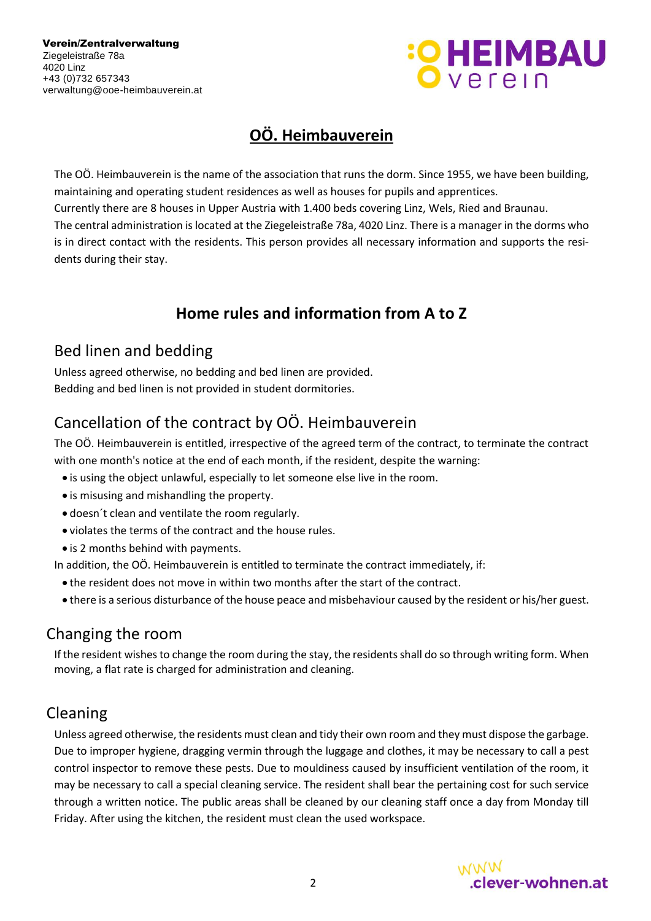Verein/Zentralverwaltung
Ziegeleistraße 78a
4020 Linz
+43 (0)732 657343
verwaltung@ooe-heimbauverein.at

# OÖ. Heimbauverein

The OÖ. Heimbauverein is the name of the association that runs the dorm. Since 1955, we have been building, maintaining and operating student residences as well as houses for pupils and apprentices.
Currently there are 8 houses in Upper Austria with 1.400 beds covering Linz, Wels, Ried and Braunau.
The central administration is located at the Ziegeleistraße 78a, 4020 Linz. There is a manager in the dorms who is in direct contact with the residents. This person provides all necessary information and supports the residents during their stay.

## Home rules and information from A to Z

### Bed linen and bedding

Unless agreed otherwise, no bedding and bed linen are provided.
Bedding and bed linen is not provided in student dormitories.

### Cancellation of the contract by OÖ. Heimbauverein

The OÖ. Heimbauverein is entitled, irrespective of the agreed term of the contract, to terminate the contract with one month's notice at the end of each month, if the resident, despite the warning:

- is using the object unlawful, especially to let someone else live in the room.
- is misusing and mishandling the property.
- doesn´t clean and ventilate the room regularly.
- violates the terms of the contract and the house rules.
- is 2 months behind with payments.

In addition, the OÖ. Heimbauverein is entitled to terminate the contract immediately, if:

- the resident does not move in within two months after the start of the contract.
- there is a serious disturbance of the house peace and misbehaviour caused by the resident or his/her guest.

### Changing the room

If the resident wishes to change the room during the stay, the residents shall do so through writing form. When moving, a flat rate is charged for administration and cleaning.

### Cleaning

Unless agreed otherwise, the residents must clean and tidy their own room and they must dispose the garbage. Due to improper hygiene, dragging vermin through the luggage and clothes, it may be necessary to call a pest control inspector to remove these pests. Due to mouldiness caused by insufficient ventilation of the room, it may be necessary to call a special cleaning service. The resident shall bear the pertaining cost for such service through a written notice. The public areas shall be cleaned by our cleaning staff once a day from Monday till Friday. After using the kitchen, the resident must clean the used workspace.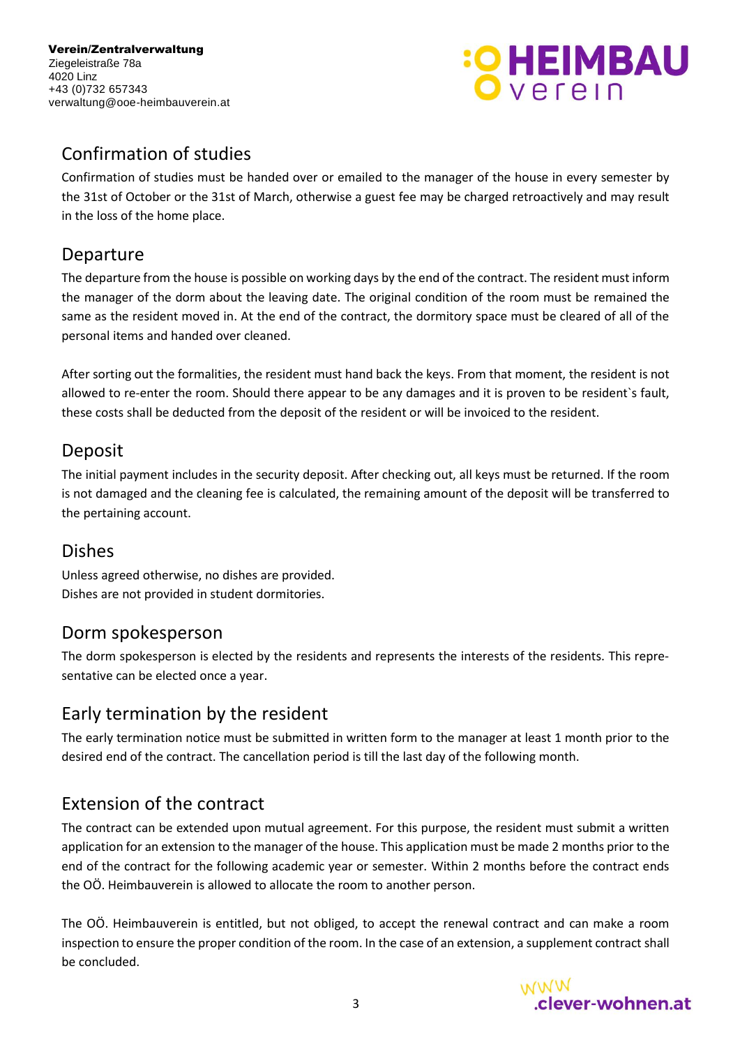## Confirmation of studies

Confirmation of studies must be handed over or emailed to the manager of the house in every semester by the 31st of October or the 31st of March, otherwise a guest fee may be charged retroactively and may result in the loss of the home place.

## Departure

The departure from the house is possible on working days by the end of the contract. The resident must inform the manager of the dorm about the leaving date. The original condition of the room must be remained the same as the resident moved in. At the end of the contract, the dormitory space must be cleared of all of the personal items and handed over cleaned.

After sorting out the formalities, the resident must hand back the keys. From that moment, the resident is not allowed to re-enter the room. Should there appear to be any damages and it is proven to be resident`s fault, these costs shall be deducted from the deposit of the resident or will be invoiced to the resident.

## Deposit

The initial payment includes in the security deposit. After checking out, all keys must be returned. If the room is not damaged and the cleaning fee is calculated, the remaining amount of the deposit will be transferred to the pertaining account.

## Dishes

Unless agreed otherwise, no dishes are provided.
Dishes are not provided in student dormitories.

## Dorm spokesperson

The dorm spokesperson is elected by the residents and represents the interests of the residents. This representative can be elected once a year.

## Early termination by the resident

The early termination notice must be submitted in written form to the manager at least 1 month prior to the desired end of the contract. The cancellation period is till the last day of the following month.

## Extension of the contract

The contract can be extended upon mutual agreement. For this purpose, the resident must submit a written application for an extension to the manager of the house. This application must be made 2 months prior to the end of the contract for the following academic year or semester. Within 2 months before the contract ends the OÖ. Heimbauverein is allowed to allocate the room to another person.

The OÖ. Heimbauverein is entitled, but not obliged, to accept the renewal contract and can make a room inspection to ensure the proper condition of the room. In the case of an extension, a supplement contract shall be concluded.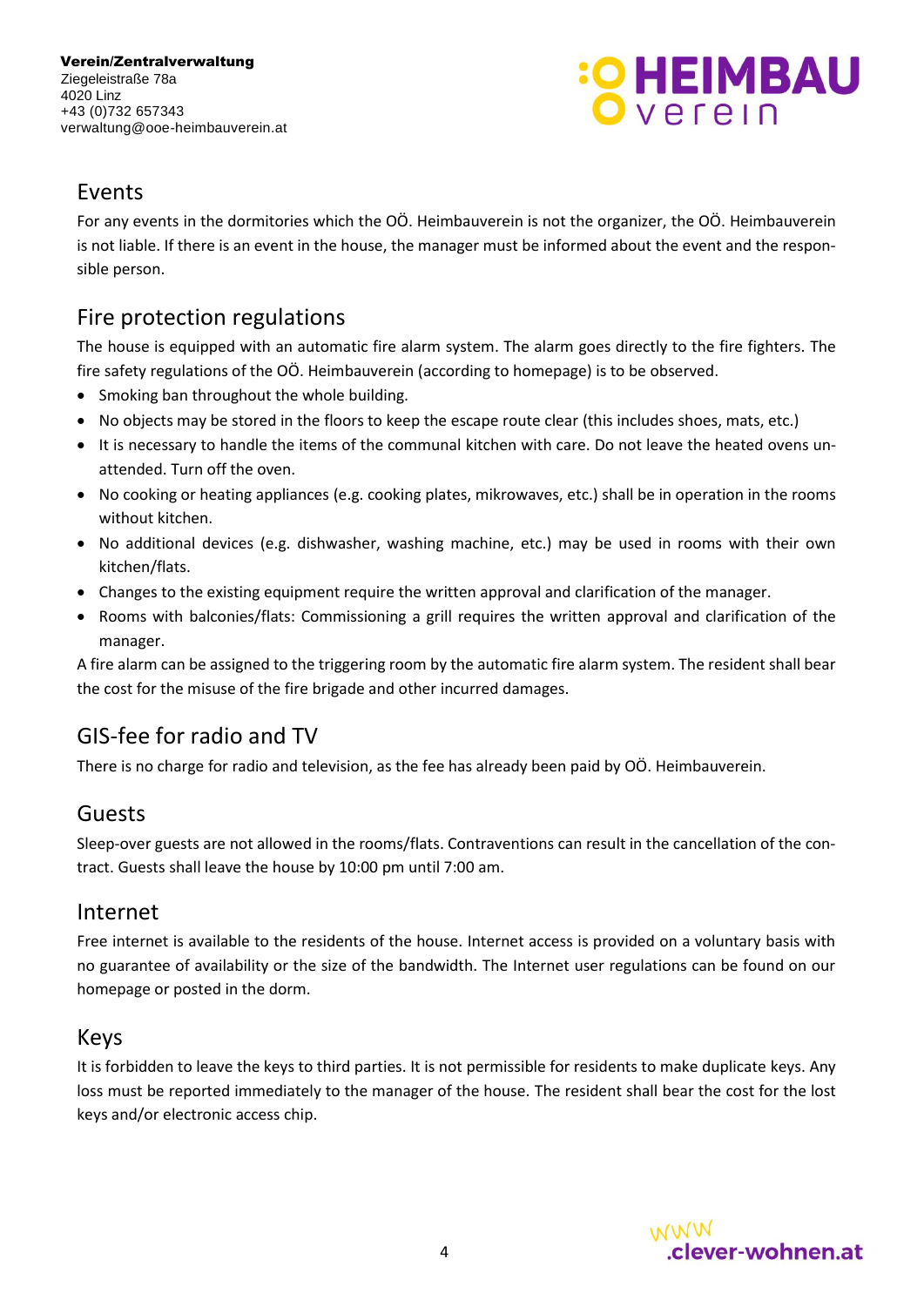## Events

For any events in the dormitories which the OÖ. Heimbauverein is not the organizer, the OÖ. Heimbauverein is not liable. If there is an event in the house, the manager must be informed about the event and the responsible person.

## Fire protection regulations

The house is equipped with an automatic fire alarm system. The alarm goes directly to the fire fighters. The fire safety regulations of the OÖ. Heimbauverein (according to homepage) is to be observed.

- Smoking ban throughout the whole building.
- No objects may be stored in the floors to keep the escape route clear (this includes shoes, mats, etc.)
- It is necessary to handle the items of the communal kitchen with care. Do not leave the heated ovens unattended. Turn off the oven.
- No cooking or heating appliances (e.g. cooking plates, mikrowaves, etc.) shall be in operation in the rooms without kitchen.
- No additional devices (e.g. dishwasher, washing machine, etc.) may be used in rooms with their own kitchen/flats.
- Changes to the existing equipment require the written approval and clarification of the manager.
- Rooms with balconies/flats: Commissioning a grill requires the written approval and clarification of the manager.

A fire alarm can be assigned to the triggering room by the automatic fire alarm system. The resident shall bear the cost for the misuse of the fire brigade and other incurred damages.

## GIS-fee for radio and TV

There is no charge for radio and television, as the fee has already been paid by OÖ. Heimbauverein.

## Guests

Sleep-over guests are not allowed in the rooms/flats. Contraventions can result in the cancellation of the contract. Guests shall leave the house by 10:00 pm until 7:00 am.

## Internet

Free internet is available to the residents of the house. Internet access is provided on a voluntary basis with no guarantee of availability or the size of the bandwidth. The Internet user regulations can be found on our homepage or posted in the dorm.

## Keys

It is forbidden to leave the keys to third parties. It is not permissible for residents to make duplicate keys. Any loss must be reported immediately to the manager of the house. The resident shall bear the cost for the lost keys and/or electronic access chip.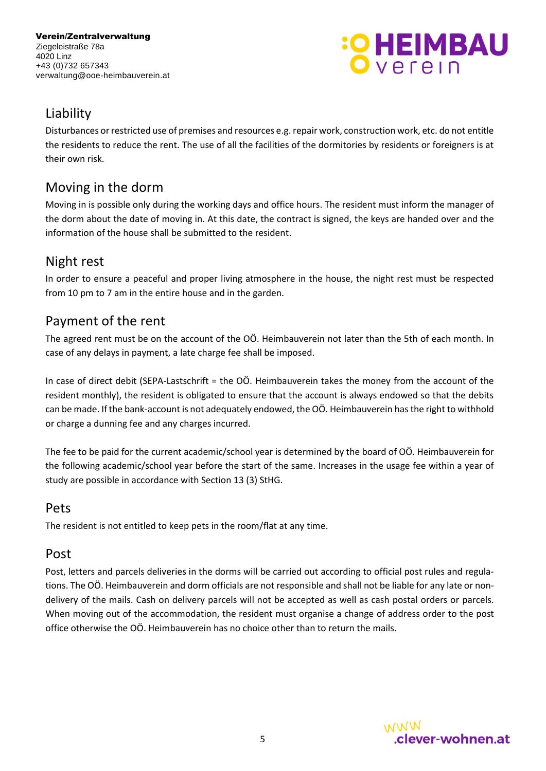## Liability

Disturbances or restricted use of premises and resources e.g. repair work, construction work, etc. do not entitle the residents to reduce the rent. The use of all the facilities of the dormitories by residents or foreigners is at their own risk.

## Moving in the dorm

Moving in is possible only during the working days and office hours. The resident must inform the manager of the dorm about the date of moving in. At this date, the contract is signed, the keys are handed over and the information of the house shall be submitted to the resident.

## Night rest

In order to ensure a peaceful and proper living atmosphere in the house, the night rest must be respected from 10 pm to 7 am in the entire house and in the garden.

## Payment of the rent

The agreed rent must be on the account of the OÖ. Heimbauverein not later than the 5th of each month. In case of any delays in payment, a late charge fee shall be imposed.

In case of direct debit (SEPA-Lastschrift = the OÖ. Heimbauverein takes the money from the account of the resident monthly), the resident is obligated to ensure that the account is always endowed so that the debits can be made. If the bank-account is not adequately endowed, the OÖ. Heimbauverein has the right to withhold or charge a dunning fee and any charges incurred.

The fee to be paid for the current academic/school year is determined by the board of OÖ. Heimbauverein for the following academic/school year before the start of the same. Increases in the usage fee within a year of study are possible in accordance with Section 13 (3) StHG.

## Pets

The resident is not entitled to keep pets in the room/flat at any time.

## Post

Post, letters and parcels deliveries in the dorms will be carried out according to official post rules and regulations. The OÖ. Heimbauverein and dorm officials are not responsible and shall not be liable for any late or non-delivery of the mails. Cash on delivery parcels will not be accepted as well as cash postal orders or parcels. When moving out of the accommodation, the resident must organise a change of address order to the post office otherwise the OÖ. Heimbauverein has no choice other than to return the mails.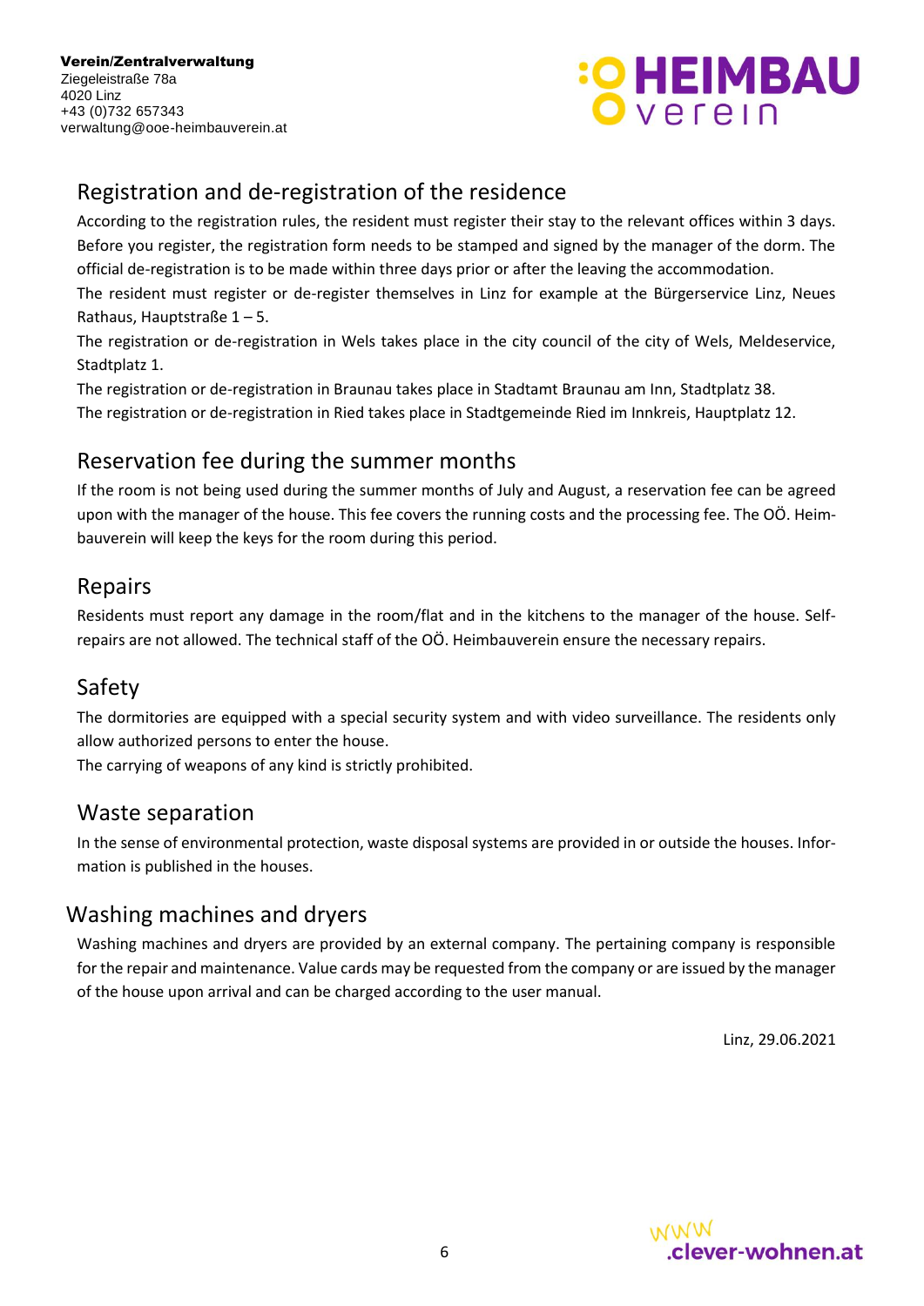**Verein/Zentralverwaltung**
Ziegeleistraße 78a
4020 Linz
+43 (0)732 657343
verwaltung@ooe-heimbauverein.at

## Registration and de-registration of the residence

According to the registration rules, the resident must register their stay to the relevant offices within 3 days. Before you register, the registration form needs to be stamped and signed by the manager of the dorm. The official de-registration is to be made within three days prior or after the leaving the accommodation.

The resident must register or de-register themselves in Linz for example at the Bürgerservice Linz, Neues Rathaus, Hauptstraße 1 – 5.

The registration or de-registration in Wels takes place in the city council of the city of Wels, Meldeservice, Stadtplatz 1.

The registration or de-registration in Braunau takes place in Stadtamt Braunau am Inn, Stadtplatz 38.

The registration or de-registration in Ried takes place in Stadtgemeinde Ried im Innkreis, Hauptplatz 12.

## Reservation fee during the summer months

If the room is not being used during the summer months of July and August, a reservation fee can be agreed upon with the manager of the house. This fee covers the running costs and the processing fee. The OÖ. Heimbauverein will keep the keys for the room during this period.

## Repairs

Residents must report any damage in the room/flat and in the kitchens to the manager of the house. Self-repairs are not allowed. The technical staff of the OÖ. Heimbauverein ensure the necessary repairs.

## Safety

The dormitories are equipped with a special security system and with video surveillance. The residents only allow authorized persons to enter the house.

The carrying of weapons of any kind is strictly prohibited.

## Waste separation

In the sense of environmental protection, waste disposal systems are provided in or outside the houses. Information is published in the houses.

## Washing machines and dryers

Washing machines and dryers are provided by an external company. The pertaining company is responsible for the repair and maintenance. Value cards may be requested from the company or are issued by the manager of the house upon arrival and can be charged according to the user manual.

Linz, 29.06.2021

www.clever-wohnen.at